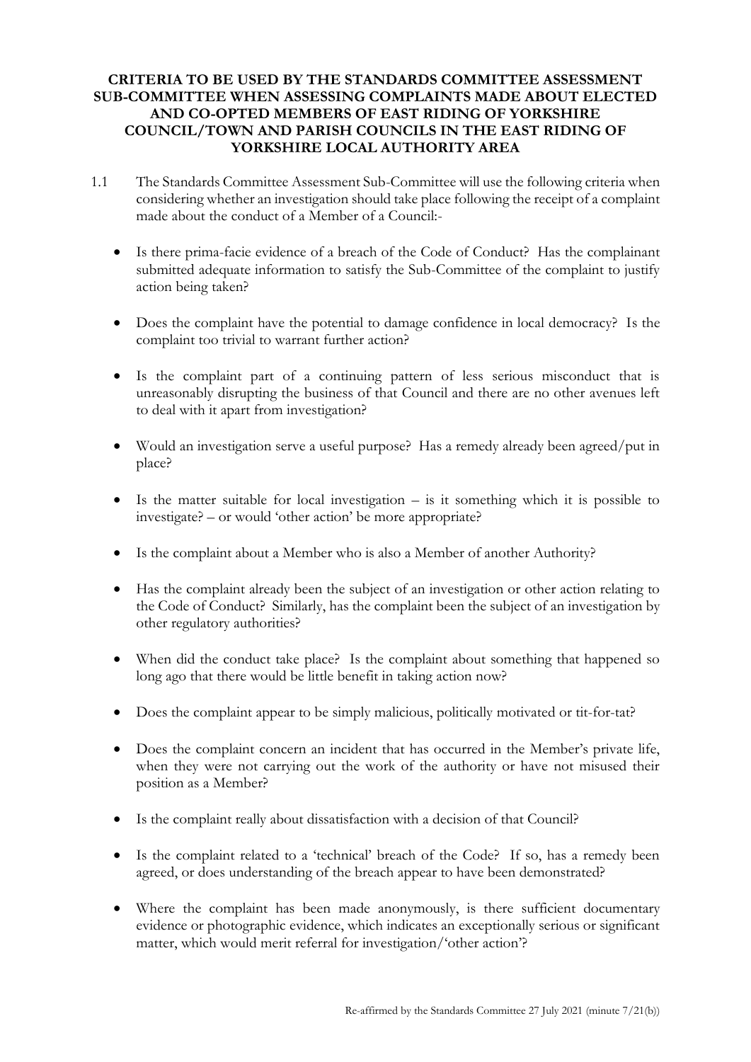**CRITERIA TO BE USED BY THE STANDARDS COMMITTEE ASSESSMENT SUB-COMMITTEE WHEN ASSESSING COMPLAINTS MADE ABOUT ELECTED AND CO-OPTED MEMBERS OF EAST RIDING OF YORKSHIRE COUNCIL/TOWN AND PARISH COUNCILS IN THE EAST RIDING OF YORKSHIRE LOCAL AUTHORITY AREA**

1.1 The Standards Committee Assessment Sub-Committee will use the following criteria when considering whether an investigation should take place following the receipt of a complaint made about the conduct of a Member of a Council:-

- Is there prima-facie evidence of a breach of the Code of Conduct? Has the complainant submitted adequate information to satisfy the Sub-Committee of the complaint to justify action being taken?

- Does the complaint have the potential to damage confidence in local democracy? Is the complaint too trivial to warrant further action?

- Is the complaint part of a continuing pattern of less serious misconduct that is unreasonably disrupting the business of that Council and there are no other avenues left to deal with it apart from investigation?

- Would an investigation serve a useful purpose? Has a remedy already been agreed/put in place?

- Is the matter suitable for local investigation – is it something which it is possible to investigate? – or would 'other action' be more appropriate?

- Is the complaint about a Member who is also a Member of another Authority?

- Has the complaint already been the subject of an investigation or other action relating to the Code of Conduct? Similarly, has the complaint been the subject of an investigation by other regulatory authorities?

- When did the conduct take place? Is the complaint about something that happened so long ago that there would be little benefit in taking action now?

- Does the complaint appear to be simply malicious, politically motivated or tit-for-tat?

- Does the complaint concern an incident that has occurred in the Member's private life, when they were not carrying out the work of the authority or have not misused their position as a Member?

- Is the complaint really about dissatisfaction with a decision of that Council?

- Is the complaint related to a 'technical' breach of the Code? If so, has a remedy been agreed, or does understanding of the breach appear to have been demonstrated?

- Where the complaint has been made anonymously, is there sufficient documentary evidence or photographic evidence, which indicates an exceptionally serious or significant matter, which would merit referral for investigation/'other action'?

Re-affirmed by the Standards Committee 27 July 2021 (minute 7/21(b))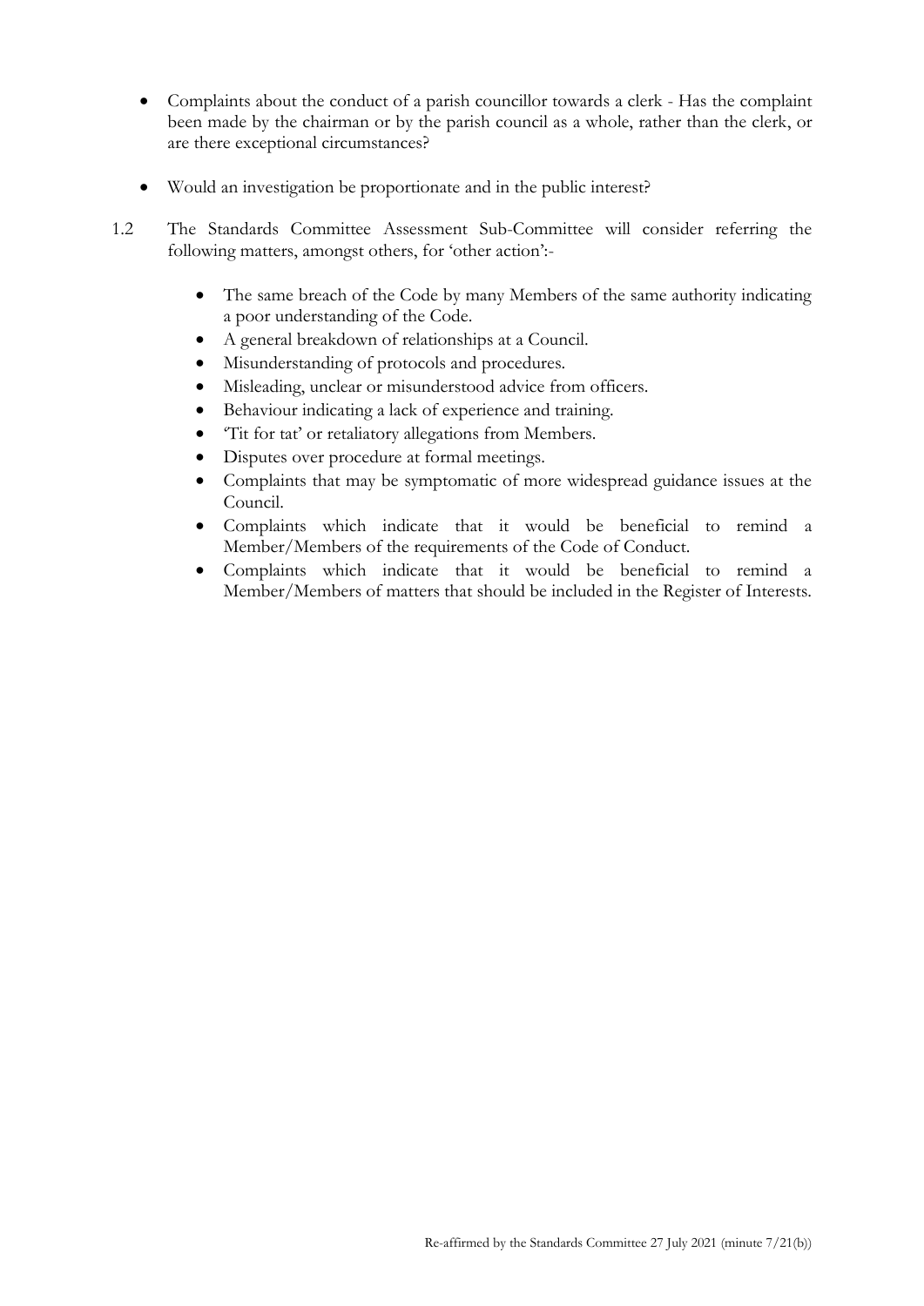- Complaints about the conduct of a parish councillor towards a clerk - Has the complaint been made by the chairman or by the parish council as a whole, rather than the clerk, or are there exceptional circumstances?

- Would an investigation be proportionate and in the public interest?

1.2 The Standards Committee Assessment Sub-Committee will consider referring the following matters, amongst others, for 'other action':-

  - The same breach of the Code by many Members of the same authority indicating a poor understanding of the Code.
  - A general breakdown of relationships at a Council.
  - Misunderstanding of protocols and procedures.
  - Misleading, unclear or misunderstood advice from officers.
  - Behaviour indicating a lack of experience and training.
  - 'Tit for tat' or retaliatory allegations from Members.
  - Disputes over procedure at formal meetings.
  - Complaints that may be symptomatic of more widespread guidance issues at the Council.
  - Complaints which indicate that it would be beneficial to remind a Member/Members of the requirements of the Code of Conduct.
  - Complaints which indicate that it would be beneficial to remind a Member/Members of matters that should be included in the Register of Interests.

Re-affirmed by the Standards Committee 27 July 2021 (minute 7/21(b))